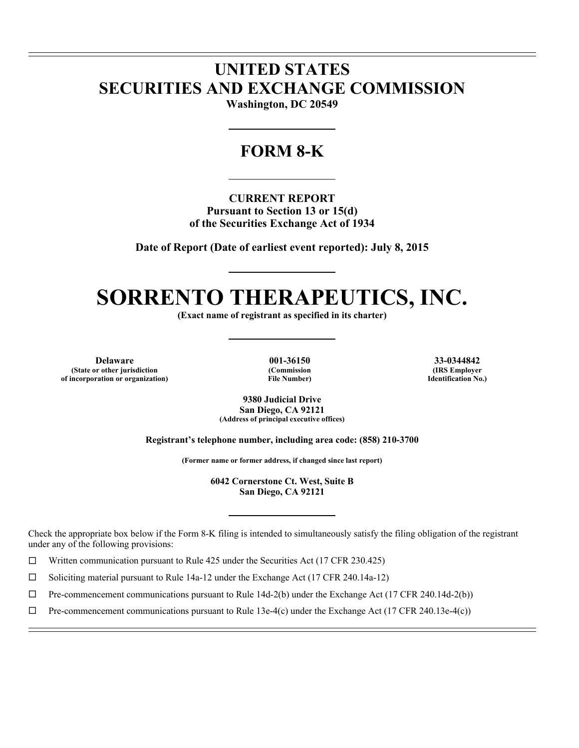# UNITED STATES
# SECURITIES AND EXCHANGE COMMISSION

**Washington, DC 20549**

## FORM 8-K

**CURRENT REPORT**
**Pursuant to Section 13 or 15(d)**
**of the Securities Exchange Act of 1934**

**Date of Report (Date of earliest event reported): July 8, 2015**

# SORRENTO THERAPEUTICS, INC.

**(Exact name of registrant as specified in its charter)**

| **Delaware** | **001-36150** | **33-0344842** |
|---|---|---|
| **(State or other jurisdiction of incorporation or organization)** | **(Commission File Number)** | **(IRS Employer Identification No.)** |

**9380 Judicial Drive**
**San Diego, CA 92121**
**(Address of principal executive offices)**

**Registrant's telephone number, including area code: (858) 210-3700**

**(Former name or former address, if changed since last report)**

**6042 Cornerstone Ct. West, Suite B**
**San Diego, CA 92121**

Check the appropriate box below if the Form 8-K filing is intended to simultaneously satisfy the filing obligation of the registrant under any of the following provisions:

☐ Written communication pursuant to Rule 425 under the Securities Act (17 CFR 230.425)

☐ Soliciting material pursuant to Rule 14a-12 under the Exchange Act (17 CFR 240.14a-12)

☐ Pre-commencement communications pursuant to Rule 14d-2(b) under the Exchange Act (17 CFR 240.14d-2(b))

☐ Pre-commencement communications pursuant to Rule 13e-4(c) under the Exchange Act (17 CFR 240.13e-4(c))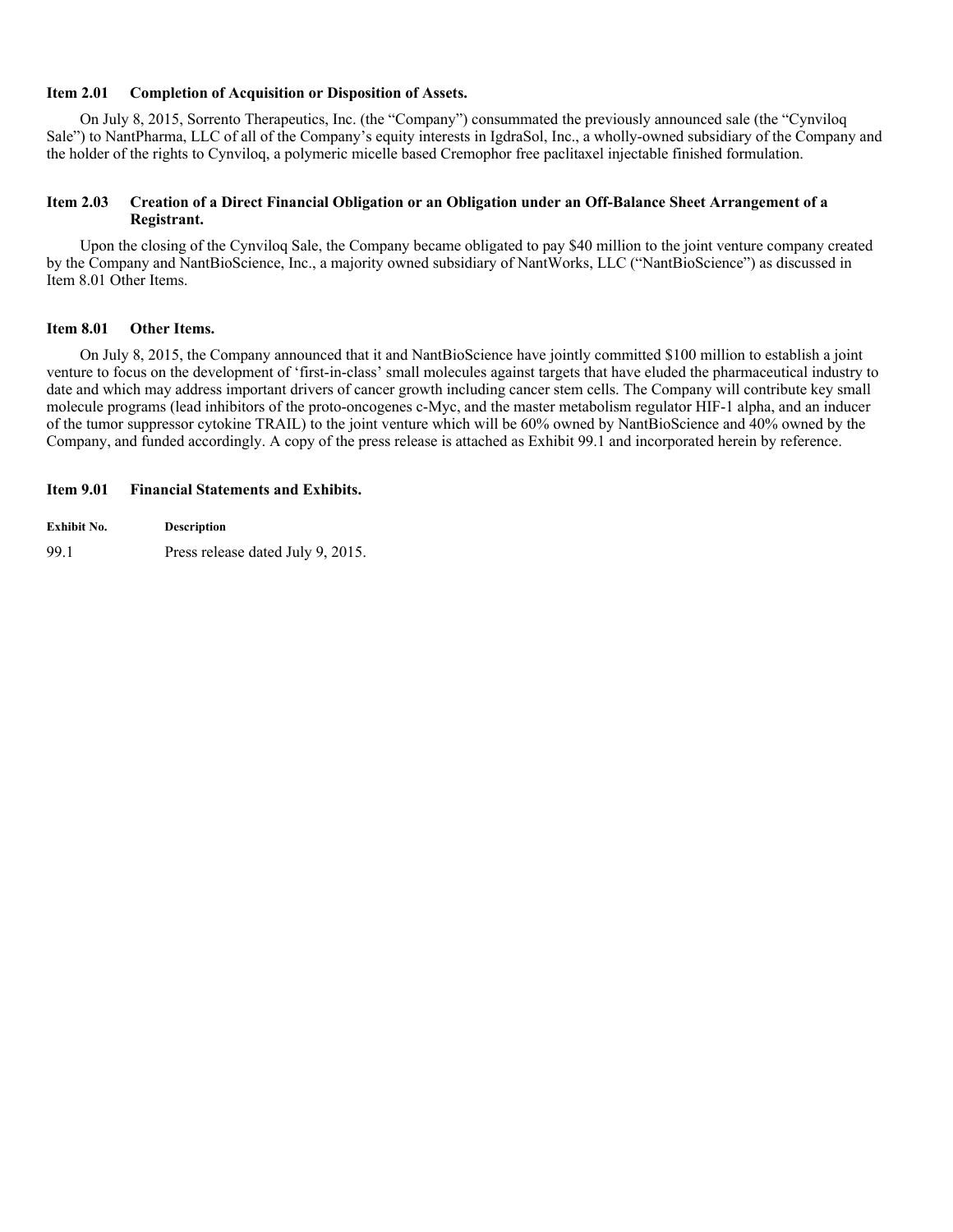### Item 2.01 Completion of Acquisition or Disposition of Assets.

On July 8, 2015, Sorrento Therapeutics, Inc. (the "Company") consummated the previously announced sale (the "Cynviloq Sale") to NantPharma, LLC of all of the Company's equity interests in IgdraSol, Inc., a wholly-owned subsidiary of the Company and the holder of the rights to Cynviloq, a polymeric micelle based Cremophor free paclitaxel injectable finished formulation.

### Item 2.03 Creation of a Direct Financial Obligation or an Obligation under an Off-Balance Sheet Arrangement of a Registrant.

Upon the closing of the Cynviloq Sale, the Company became obligated to pay $40 million to the joint venture company created by the Company and NantBioScience, Inc., a majority owned subsidiary of NantWorks, LLC ("NantBioScience") as discussed in Item 8.01 Other Items.

### Item 8.01 Other Items.

On July 8, 2015, the Company announced that it and NantBioScience have jointly committed $100 million to establish a joint venture to focus on the development of 'first-in-class' small molecules against targets that have eluded the pharmaceutical industry to date and which may address important drivers of cancer growth including cancer stem cells. The Company will contribute key small molecule programs (lead inhibitors of the proto-oncogenes c-Myc, and the master metabolism regulator HIF-1 alpha, and an inducer of the tumor suppressor cytokine TRAIL) to the joint venture which will be 60% owned by NantBioScience and 40% owned by the Company, and funded accordingly. A copy of the press release is attached as Exhibit 99.1 and incorporated herein by reference.

### Item 9.01 Financial Statements and Exhibits.

| Exhibit No. | Description |
|---|---|
| 99.1 | Press release dated July 9, 2015. |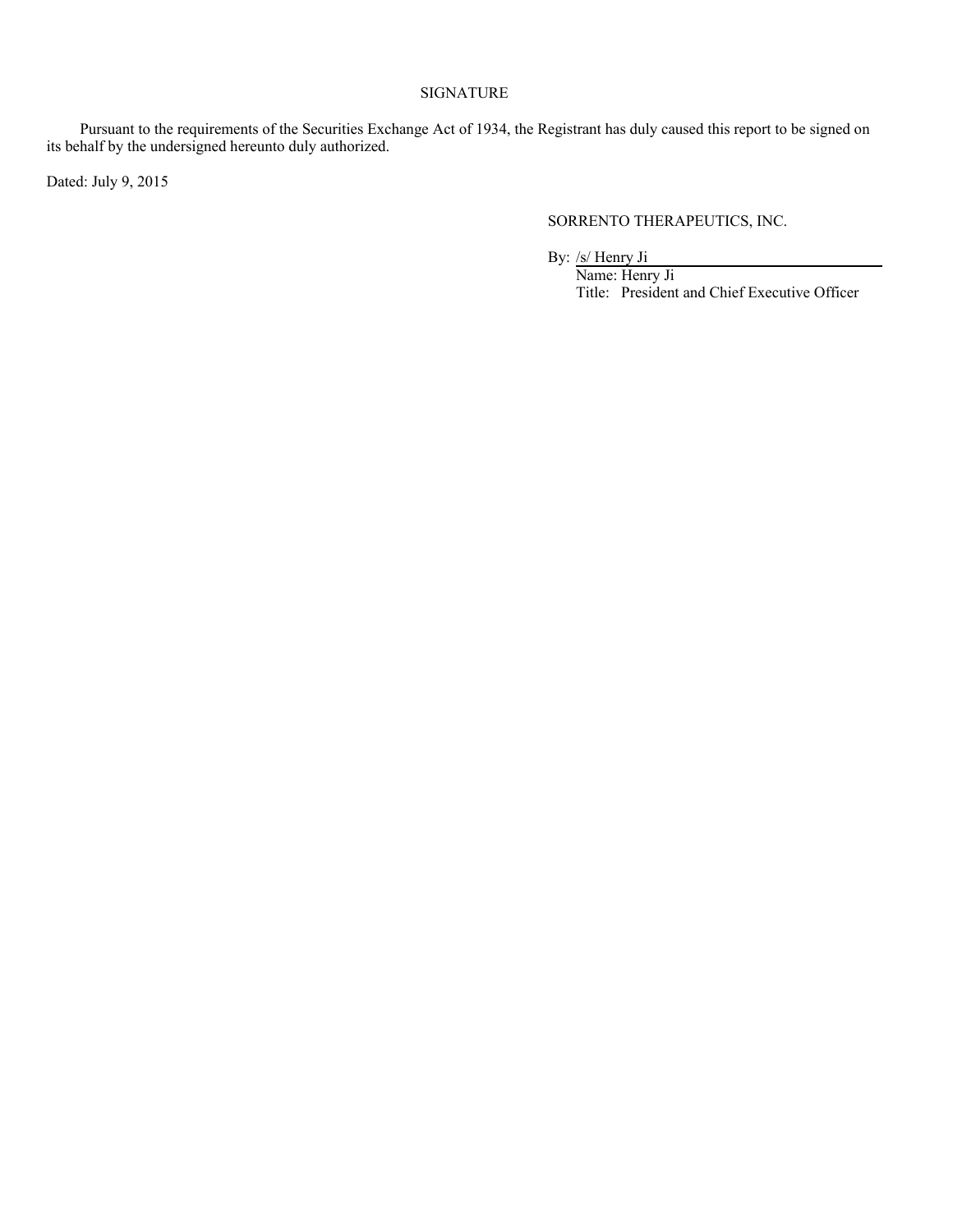## SIGNATURE

Pursuant to the requirements of the Securities Exchange Act of 1934, the Registrant has duly caused this report to be signed on its behalf by the undersigned hereunto duly authorized.

Dated: July 9, 2015

SORRENTO THERAPEUTICS, INC.

By: /s/ Henry Ji

Name: Henry Ji

Title: President and Chief Executive Officer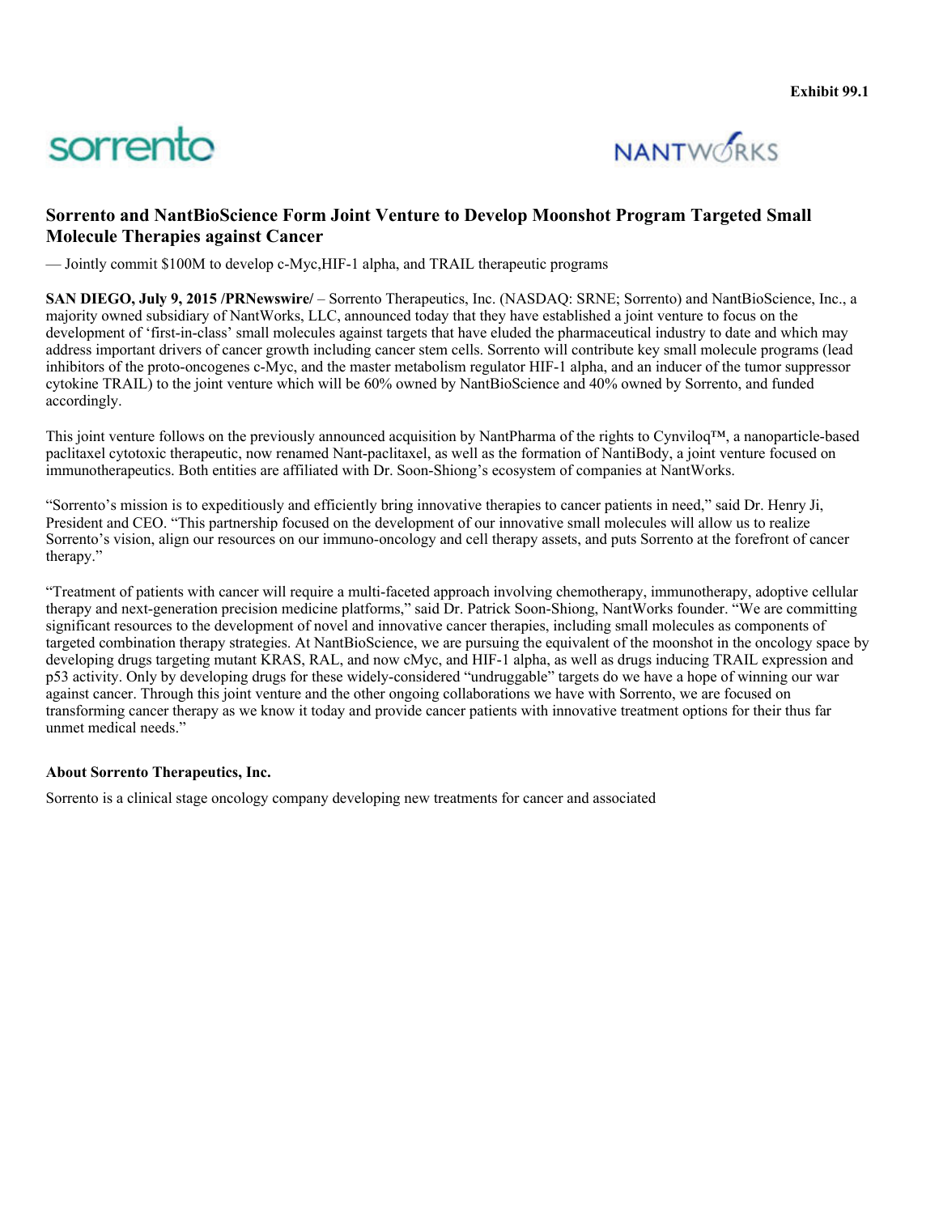**Exhibit 99.1**

sorrento

NANTWORKS

## Sorrento and NantBioScience Form Joint Venture to Develop Moonshot Program Targeted Small Molecule Therapies against Cancer

— Jointly commit $100M to develop c-Myc,HIF-1 alpha, and TRAIL therapeutic programs

**SAN DIEGO, July 9, 2015 /PRNewswire/** – Sorrento Therapeutics, Inc. (NASDAQ: SRNE; Sorrento) and NantBioScience, Inc., a majority owned subsidiary of NantWorks, LLC, announced today that they have established a joint venture to focus on the development of 'first-in-class' small molecules against targets that have eluded the pharmaceutical industry to date and which may address important drivers of cancer growth including cancer stem cells. Sorrento will contribute key small molecule programs (lead inhibitors of the proto-oncogenes c-Myc, and the master metabolism regulator HIF-1 alpha, and an inducer of the tumor suppressor cytokine TRAIL) to the joint venture which will be 60% owned by NantBioScience and 40% owned by Sorrento, and funded accordingly.

This joint venture follows on the previously announced acquisition by NantPharma of the rights to Cynviloq™, a nanoparticle-based paclitaxel cytotoxic therapeutic, now renamed Nant-paclitaxel, as well as the formation of NantiBody, a joint venture focused on immunotherapeutics. Both entities are affiliated with Dr. Soon-Shiong's ecosystem of companies at NantWorks.

"Sorrento's mission is to expeditiously and efficiently bring innovative therapies to cancer patients in need," said Dr. Henry Ji, President and CEO. "This partnership focused on the development of our innovative small molecules will allow us to realize Sorrento's vision, align our resources on our immuno-oncology and cell therapy assets, and puts Sorrento at the forefront of cancer therapy."

"Treatment of patients with cancer will require a multi-faceted approach involving chemotherapy, immunotherapy, adoptive cellular therapy and next-generation precision medicine platforms," said Dr. Patrick Soon-Shiong, NantWorks founder. "We are committing significant resources to the development of novel and innovative cancer therapies, including small molecules as components of targeted combination therapy strategies. At NantBioScience, we are pursuing the equivalent of the moonshot in the oncology space by developing drugs targeting mutant KRAS, RAL, and now cMyc, and HIF-1 alpha, as well as drugs inducing TRAIL expression and p53 activity. Only by developing drugs for these widely-considered "undruggable" targets do we have a hope of winning our war against cancer. Through this joint venture and the other ongoing collaborations we have with Sorrento, we are focused on transforming cancer therapy as we know it today and provide cancer patients with innovative treatment options for their thus far unmet medical needs."

**About Sorrento Therapeutics, Inc.**

Sorrento is a clinical stage oncology company developing new treatments for cancer and associated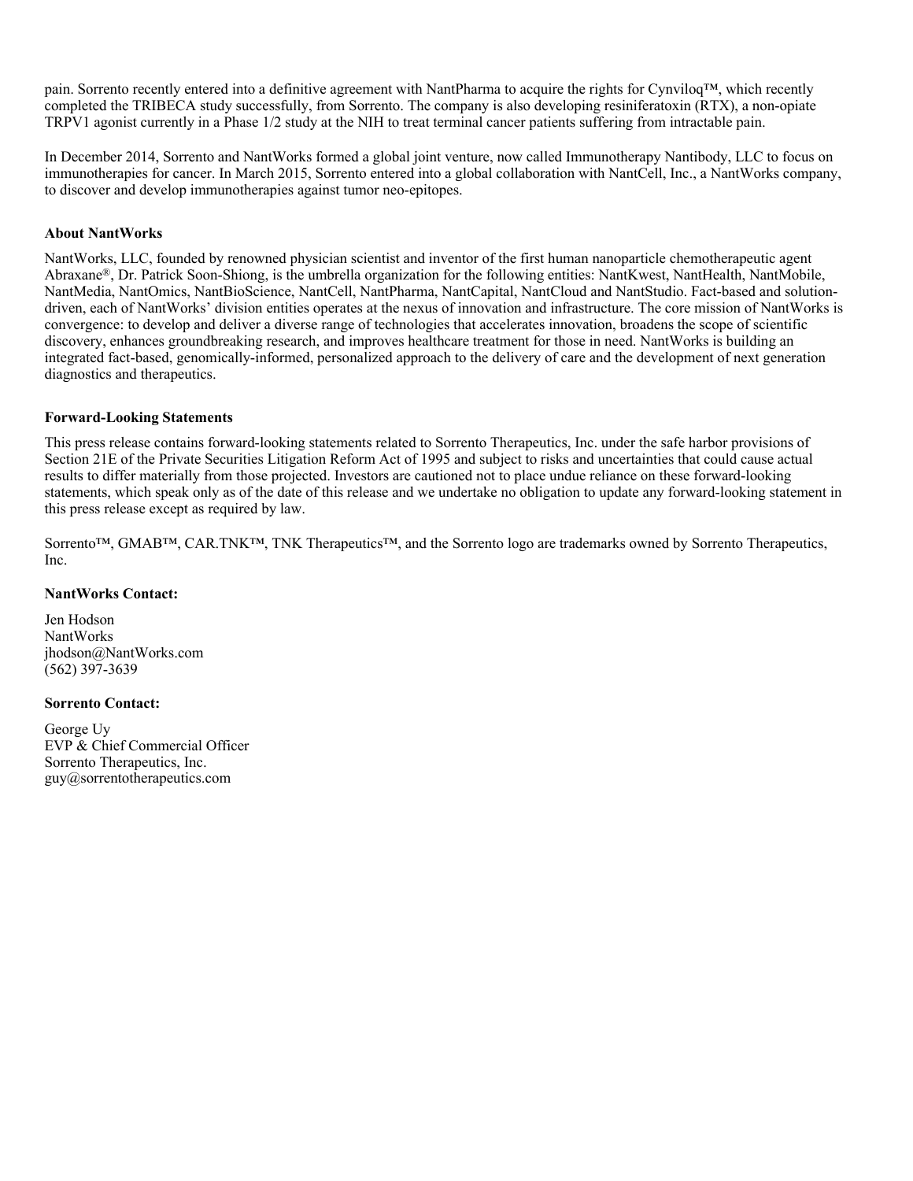pain. Sorrento recently entered into a definitive agreement with NantPharma to acquire the rights for Cynviloq™, which recently completed the TRIBECA study successfully, from Sorrento. The company is also developing resiniferatoxin (RTX), a non-opiate TRPV1 agonist currently in a Phase 1/2 study at the NIH to treat terminal cancer patients suffering from intractable pain.

In December 2014, Sorrento and NantWorks formed a global joint venture, now called Immunotherapy Nantibody, LLC to focus on immunotherapies for cancer. In March 2015, Sorrento entered into a global collaboration with NantCell, Inc., a NantWorks company, to discover and develop immunotherapies against tumor neo-epitopes.

**About NantWorks**

NantWorks, LLC, founded by renowned physician scientist and inventor of the first human nanoparticle chemotherapeutic agent Abraxane®, Dr. Patrick Soon-Shiong, is the umbrella organization for the following entities: NantKwest, NantHealth, NantMobile, NantMedia, NantOmics, NantBioScience, NantCell, NantPharma, NantCapital, NantCloud and NantStudio. Fact-based and solution-driven, each of NantWorks' division entities operates at the nexus of innovation and infrastructure. The core mission of NantWorks is convergence: to develop and deliver a diverse range of technologies that accelerates innovation, broadens the scope of scientific discovery, enhances groundbreaking research, and improves healthcare treatment for those in need. NantWorks is building an integrated fact-based, genomically-informed, personalized approach to the delivery of care and the development of next generation diagnostics and therapeutics.

**Forward-Looking Statements**

This press release contains forward-looking statements related to Sorrento Therapeutics, Inc. under the safe harbor provisions of Section 21E of the Private Securities Litigation Reform Act of 1995 and subject to risks and uncertainties that could cause actual results to differ materially from those projected. Investors are cautioned not to place undue reliance on these forward-looking statements, which speak only as of the date of this release and we undertake no obligation to update any forward-looking statement in this press release except as required by law.

Sorrento™, GMAB™, CAR.TNK™, TNK Therapeutics™, and the Sorrento logo are trademarks owned by Sorrento Therapeutics, Inc.

**NantWorks Contact:**

Jen Hodson
NantWorks
jhodson@NantWorks.com
(562) 397-3639

**Sorrento Contact:**

George Uy
EVP & Chief Commercial Officer
Sorrento Therapeutics, Inc.
guy@sorrentotherapeutics.com